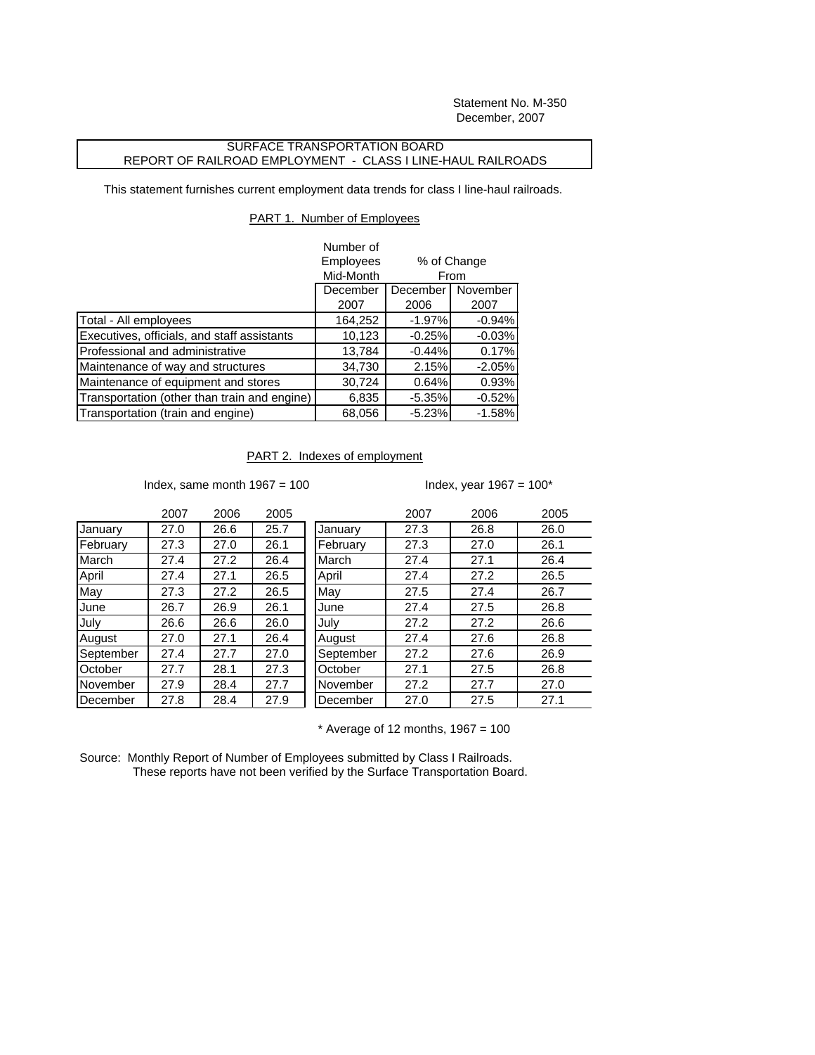Statement No. M-350
December, 2007

## SURFACE TRANSPORTATION BOARD
## REPORT OF RAILROAD EMPLOYMENT - CLASS I LINE-HAUL RAILROADS

This statement furnishes current employment data trends for class I line-haul railroads.

### PART 1. Number of Employees

| | Number of Employees Mid-Month | % of Change From | |
|---|---|---|---|
| | December 2007 | December 2006 | November 2007 |
| Total - All employees | 164,252 | -1.97% | -0.94% |
| Executives, officials, and staff assistants | 10,123 | -0.25% | -0.03% |
| Professional and administrative | 13,784 | -0.44% | 0.17% |
| Maintenance of way and structures | 34,730 | 2.15% | -2.05% |
| Maintenance of equipment and stores | 30,724 | 0.64% | 0.93% |
| Transportation (other than train and engine) | 6,835 | -5.35% | -0.52% |
| Transportation (train and engine) | 68,056 | -5.23% | -1.58% |

### PART 2. Indexes of employment

Index, same month 1967 = 100

| | 2007 | 2006 | 2005 |
|---|---|---|---|
| January | 27.0 | 26.6 | 25.7 |
| February | 27.3 | 27.0 | 26.1 |
| March | 27.4 | 27.2 | 26.4 |
| April | 27.4 | 27.1 | 26.5 |
| May | 27.3 | 27.2 | 26.5 |
| June | 26.7 | 26.9 | 26.1 |
| July | 26.6 | 26.6 | 26.0 |
| August | 27.0 | 27.1 | 26.4 |
| September | 27.4 | 27.7 | 27.0 |
| October | 27.7 | 28.1 | 27.3 |
| November | 27.9 | 28.4 | 27.7 |
| December | 27.8 | 28.4 | 27.9 |

Index, year 1967 = 100*

| | 2007 | 2006 | 2005 |
|---|---|---|---|
| January | 27.3 | 26.8 | 26.0 |
| February | 27.3 | 27.0 | 26.1 |
| March | 27.4 | 27.1 | 26.4 |
| April | 27.4 | 27.2 | 26.5 |
| May | 27.5 | 27.4 | 26.7 |
| June | 27.4 | 27.5 | 26.8 |
| July | 27.2 | 27.2 | 26.6 |
| August | 27.4 | 27.6 | 26.8 |
| September | 27.2 | 27.6 | 26.9 |
| October | 27.1 | 27.5 | 26.8 |
| November | 27.2 | 27.7 | 27.0 |
| December | 27.0 | 27.5 | 27.1 |

\* Average of 12 months, 1967 = 100

Source: Monthly Report of Number of Employees submitted by Class I Railroads.
These reports have not been verified by the Surface Transportation Board.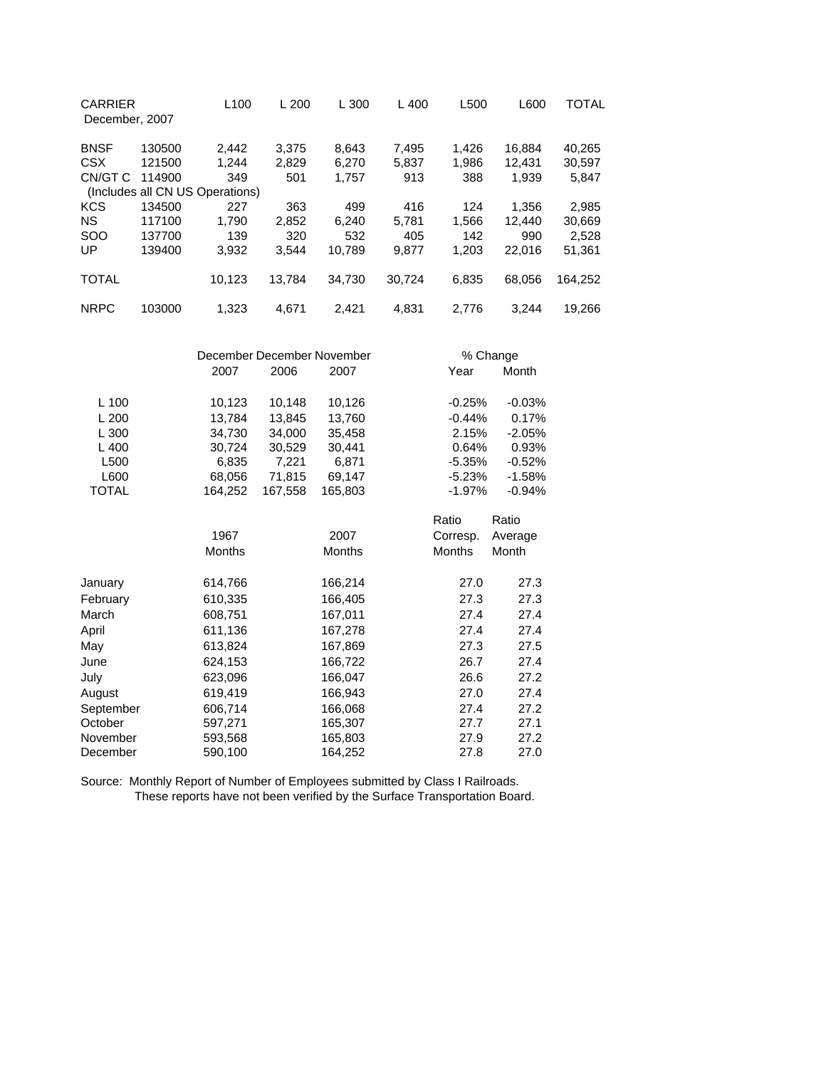| CARRIER December, 2007 | | L100 | L 200 | L 300 | L 400 | L500 | L600 | TOTAL |
|---|---|---|---|---|---|---|---|---|
| BNSF | 130500 | 2,442 | 3,375 | 8,643 | 7,495 | 1,426 | 16,884 | 40,265 |
| CSX | 121500 | 1,244 | 2,829 | 6,270 | 5,837 | 1,986 | 12,431 | 30,597 |
| CN/GT C | 114900 | 349 | 501 | 1,757 | 913 | 388 | 1,939 | 5,847 |
| (Includes all CN US Operations) | | | | | | | | |
| KCS | 134500 | 227 | 363 | 499 | 416 | 124 | 1,356 | 2,985 |
| NS | 117100 | 1,790 | 2,852 | 6,240 | 5,781 | 1,566 | 12,440 | 30,669 |
| SOO | 137700 | 139 | 320 | 532 | 405 | 142 | 990 | 2,528 |
| UP | 139400 | 3,932 | 3,544 | 10,789 | 9,877 | 1,203 | 22,016 | 51,361 |
| TOTAL | | 10,123 | 13,784 | 34,730 | 30,724 | 6,835 | 68,056 | 164,252 |
| NRPC | 103000 | 1,323 | 4,671 | 2,421 | 4,831 | 2,776 | 3,244 | 19,266 |

| | December 2007 | December 2006 | November 2007 | % Change Year | % Change Month |
|---|---|---|---|---|---|
| L 100 | 10,123 | 10,148 | 10,126 | -0.25% | -0.03% |
| L 200 | 13,784 | 13,845 | 13,760 | -0.44% | 0.17% |
| L 300 | 34,730 | 34,000 | 35,458 | 2.15% | -2.05% |
| L 400 | 30,724 | 30,529 | 30,441 | 0.64% | 0.93% |
| L500 | 6,835 | 7,221 | 6,871 | -5.35% | -0.52% |
| L600 | 68,056 | 71,815 | 69,147 | -5.23% | -1.58% |
| TOTAL | 164,252 | 167,558 | 165,803 | -1.97% | -0.94% |

| | 1967 Months | 2007 Months | Ratio Corresp. Months | Ratio Average Month |
|---|---|---|---|---|
| January | 614,766 | 166,214 | 27.0 | 27.3 |
| February | 610,335 | 166,405 | 27.3 | 27.3 |
| March | 608,751 | 167,011 | 27.4 | 27.4 |
| April | 611,136 | 167,278 | 27.4 | 27.4 |
| May | 613,824 | 167,869 | 27.3 | 27.5 |
| June | 624,153 | 166,722 | 26.7 | 27.4 |
| July | 623,096 | 166,047 | 26.6 | 27.2 |
| August | 619,419 | 166,943 | 27.0 | 27.4 |
| September | 606,714 | 166,068 | 27.4 | 27.2 |
| October | 597,271 | 165,307 | 27.7 | 27.1 |
| November | 593,568 | 165,803 | 27.9 | 27.2 |
| December | 590,100 | 164,252 | 27.8 | 27.0 |

Source: Monthly Report of Number of Employees submitted by Class I Railroads.
These reports have not been verified by the Surface Transportation Board.